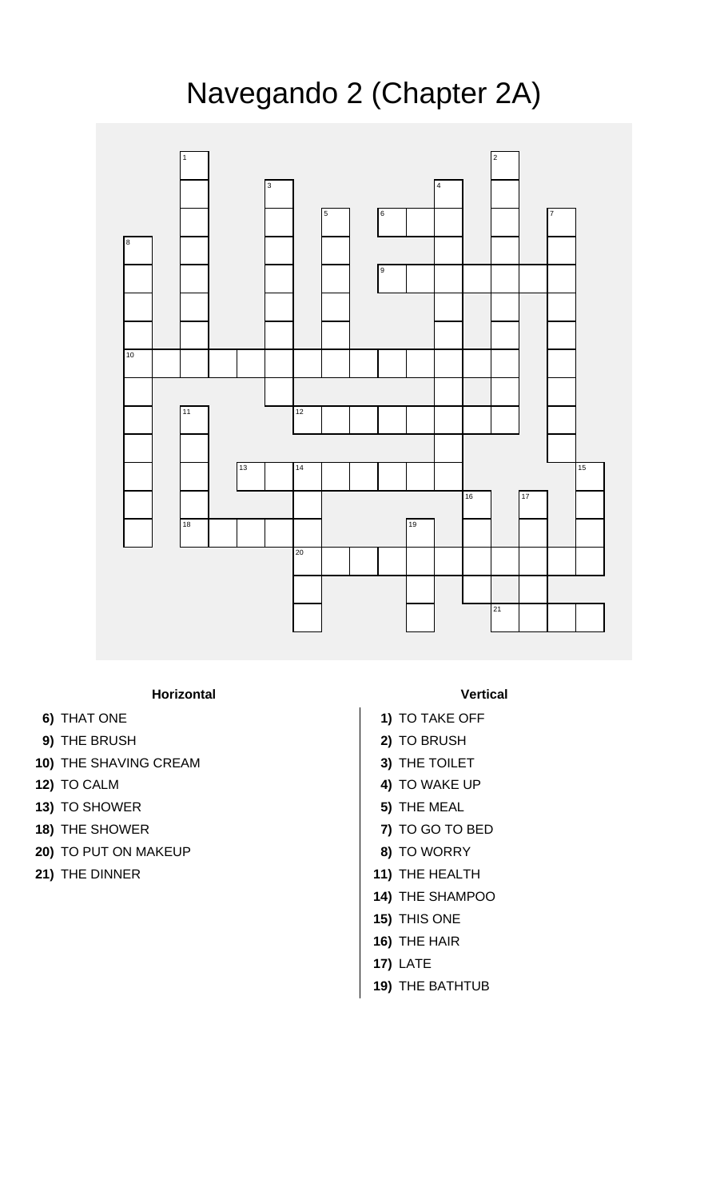# Navegando 2 (Chapter 2A)

**Horizontal**

- **6)** THAT ONE
- **9)** THE BRUSH
- **10)** THE SHAVING CREAM
- **12)** TO CALM
- **13)** TO SHOWER
- **18)** THE SHOWER
- **20)** TO PUT ON MAKEUP
- **21)** THE DINNER

**Vertical**

- **1)** TO TAKE OFF
- **2)** TO BRUSH
- **3)** THE TOILET
- **4)** TO WAKE UP
- **5)** THE MEAL
- **7)** TO GO TO BED
- **8)** TO WORRY
- **11)** THE HEALTH
- **14)** THE SHAMPOO
- **15)** THIS ONE
- **16)** THE HAIR
- **17)** LATE
- **19)** THE BATHTUB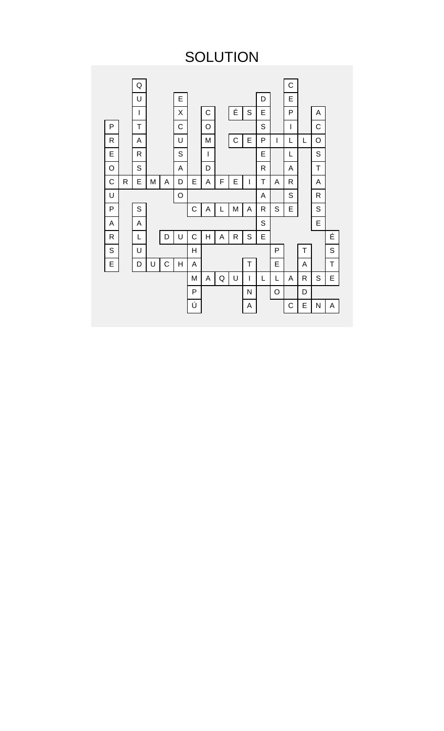# SOLUTION

| | | | | | | | | | | | | | | | | |
|---|---|---|---|---|---|---|---|---|---|---|---|---|---|---|---|---|
| | | Q | | | | | | | | | | | C | | | |
| | | U | | | E | | | | | | D | | E | | | |
| | | I | | | X | | C | | É | S | E | | P | | A | |
| P | | T | | | C | | O | | | | S | | I | | C | |
| R | | A | | | U | | M | | C | E | P | I | L | L | O | |
| E | | R | | | S | | I | | | | E | | L | | S | |
| O | | S | | | A | | D | | | | R | | A | | T | |
| C | R | E | M | A | D | E | A | F | E | I | T | A | R | | A | |
| U | | | | | O | | | | | | A | | S | | R | |
| P | | S | | | | C | A | L | M | A | R | S | E | | S | |
| A | | A | | | | | | | | | S | | | | E | |
| R | | L | | D | U | C | H | A | R | S | E | | | | | É |
| S | | U | | | | H | | | | | | P | | T | | S |
| E | | D | U | C | H | A | | | | T | | E | | A | | T |
| | | | | | | M | A | Q | U | I | L | L | A | R | S | E |
| | | | | | | P | | | | N | | O | | D | | |
| | | | | | | Ú | | | | A | | | C | E | N | A |